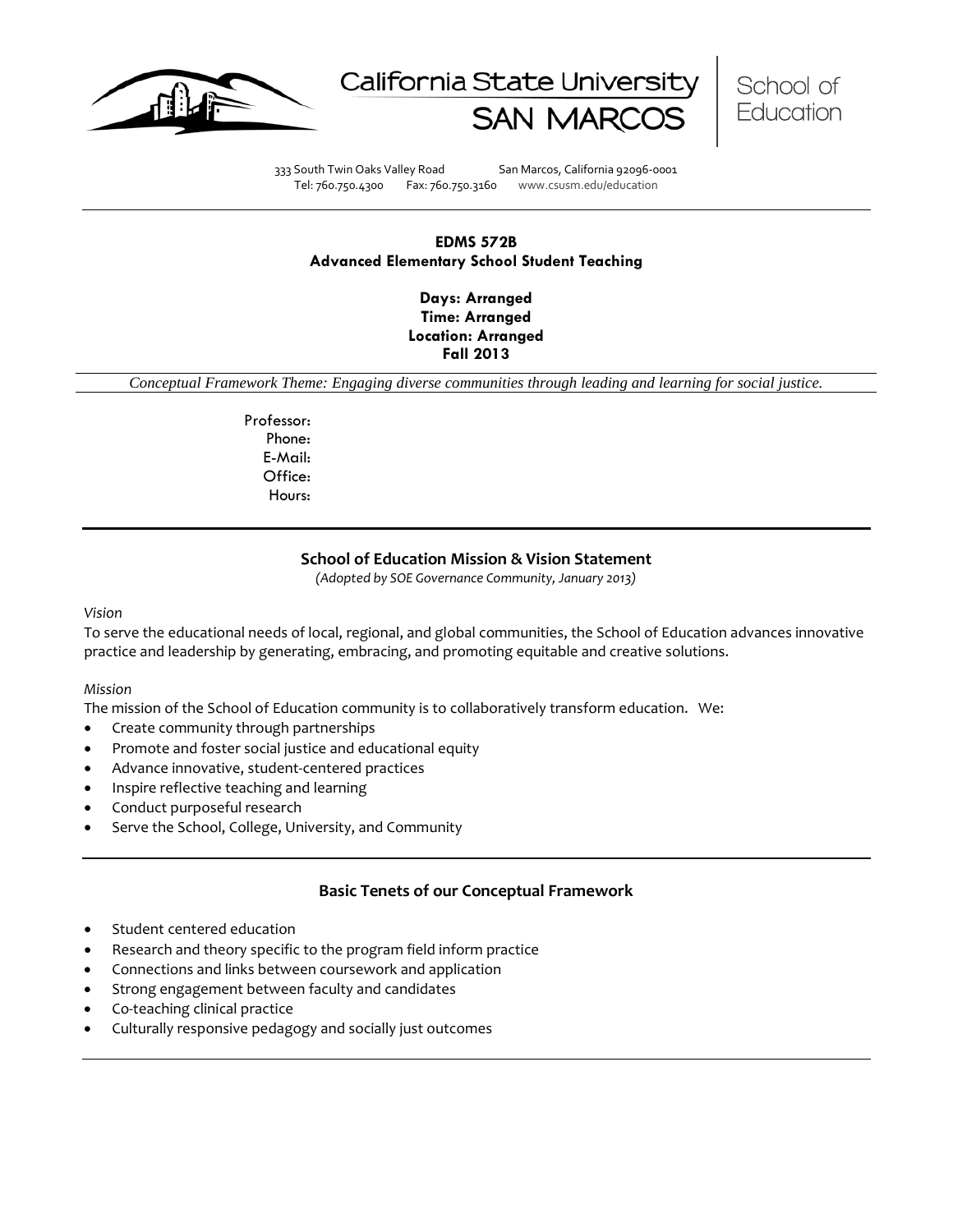California State University SAN MARCOS | School of Education

333 South Twin Oaks Valley Road San Marcos, California 92096-0001
Tel: 760.750.4300 Fax: 760.750.3160 www.csusm.edu/education

---

**EDMS 572B**
**Advanced Elementary School Student Teaching**

**Days: Arranged**
**Time: Arranged**
**Location: Arranged**
**Fall 2013**

*Conceptual Framework Theme: Engaging diverse communities through leading and learning for social justice.*

Professor:
Phone:
E-Mail:
Office:
Hours:

---

## School of Education Mission & Vision Statement

*(Adopted by SOE Governance Community, January 2013)*

*Vision*

To serve the educational needs of local, regional, and global communities, the School of Education advances innovative practice and leadership by generating, embracing, and promoting equitable and creative solutions.

*Mission*

The mission of the School of Education community is to collaboratively transform education. We:

- Create community through partnerships
- Promote and foster social justice and educational equity
- Advance innovative, student-centered practices
- Inspire reflective teaching and learning
- Conduct purposeful research
- Serve the School, College, University, and Community

---

## Basic Tenets of our Conceptual Framework

- Student centered education
- Research and theory specific to the program field inform practice
- Connections and links between coursework and application
- Strong engagement between faculty and candidates
- Co-teaching clinical practice
- Culturally responsive pedagogy and socially just outcomes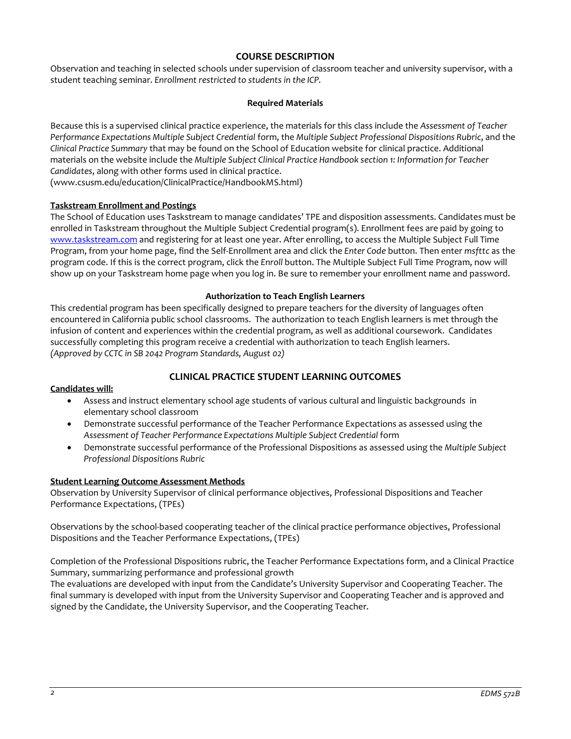## COURSE DESCRIPTION

Observation and teaching in selected schools under supervision of classroom teacher and university supervisor, with a student teaching seminar. *Enrollment restricted to students in the ICP.*

### Required Materials

Because this is a supervised clinical practice experience, the materials for this class include the *Assessment of Teacher Performance Expectations Multiple Subject Credential* form, the *Multiple Subject Professional Dispositions Rubric*, and the *Clinical Practice Summary* that may be found on the School of Education website for clinical practice. Additional materials on the website include the *Multiple Subject Clinical Practice Handbook section 1: Information for Teacher Candidates*, along with other forms used in clinical practice.
(www.csusm.edu/education/ClinicalPractice/HandbookMS.html)

**Taskstream Enrollment and Postings**

The School of Education uses Taskstream to manage candidates' TPE and disposition assessments. Candidates must be enrolled in Taskstream throughout the Multiple Subject Credential program(s). Enrollment fees are paid by going to www.taskstream.com and registering for at least one year. After enrolling, to access the Multiple Subject Full Time Program, from your home page, find the Self-Enrollment area and click the *Enter Code* button. Then enter *msfttc* as the program code. If this is the correct program, click the *Enroll* button. The Multiple Subject Full Time Program, now will show up on your Taskstream home page when you log in. Be sure to remember your enrollment name and password.

### Authorization to Teach English Learners

This credential program has been specifically designed to prepare teachers for the diversity of languages often encountered in California public school classrooms. The authorization to teach English learners is met through the infusion of content and experiences within the credential program, as well as additional coursework. Candidates successfully completing this program receive a credential with authorization to teach English learners.
*(Approved by CCTC in SB 2042 Program Standards, August 02)*

## CLINICAL PRACTICE STUDENT LEARNING OUTCOMES

**Candidates will:**

- Assess and instruct elementary school age students of various cultural and linguistic backgrounds in elementary school classroom
- Demonstrate successful performance of the Teacher Performance Expectations as assessed using the *Assessment of Teacher Performance Expectations Multiple Subject Credential* form
- Demonstrate successful performance of the Professional Dispositions as assessed using the *Multiple Subject Professional Dispositions Rubric*

**Student Learning Outcome Assessment Methods**

Observation by University Supervisor of clinical performance objectives, Professional Dispositions and Teacher Performance Expectations, (TPEs)

Observations by the school-based cooperating teacher of the clinical practice performance objectives, Professional Dispositions and the Teacher Performance Expectations, (TPEs)

Completion of the Professional Dispositions rubric, the Teacher Performance Expectations form, and a Clinical Practice Summary, summarizing performance and professional growth
The evaluations are developed with input from the Candidate's University Supervisor and Cooperating Teacher. The final summary is developed with input from the University Supervisor and Cooperating Teacher and is approved and signed by the Candidate, the University Supervisor, and the Cooperating Teacher.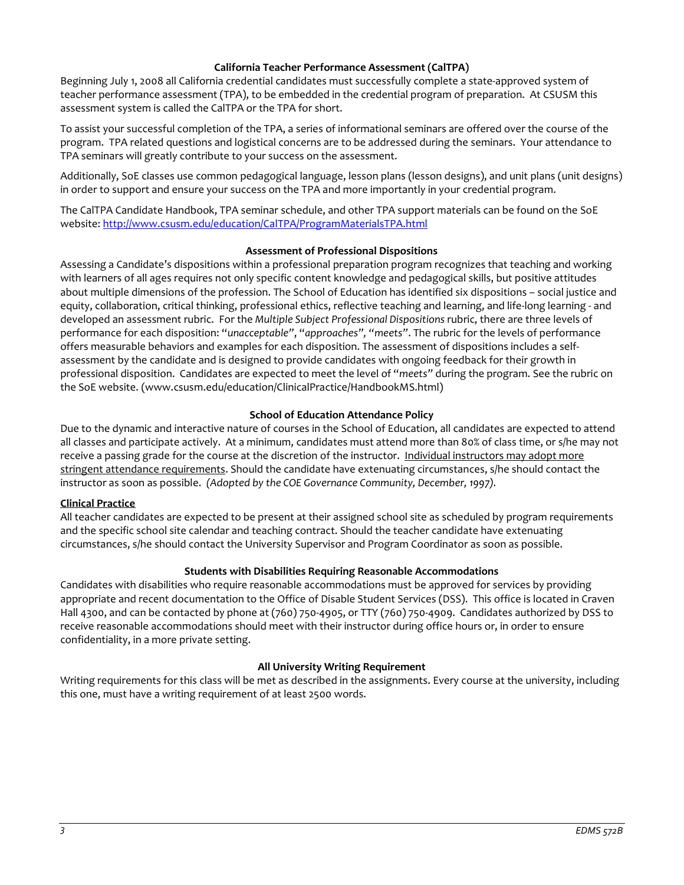### California Teacher Performance Assessment (CalTPA)

Beginning July 1, 2008 all California credential candidates must successfully complete a state-approved system of teacher performance assessment (TPA), to be embedded in the credential program of preparation. At CSUSM this assessment system is called the CalTPA or the TPA for short.

To assist your successful completion of the TPA, a series of informational seminars are offered over the course of the program. TPA related questions and logistical concerns are to be addressed during the seminars. Your attendance to TPA seminars will greatly contribute to your success on the assessment.

Additionally, SoE classes use common pedagogical language, lesson plans (lesson designs), and unit plans (unit designs) in order to support and ensure your success on the TPA and more importantly in your credential program.

The CalTPA Candidate Handbook, TPA seminar schedule, and other TPA support materials can be found on the SoE website: [http://www.csusm.edu/education/CalTPA/ProgramMaterialsTPA.html](http://www.csusm.edu/education/CalTPA/ProgramMaterialsTPA.html)

### Assessment of Professional Dispositions

Assessing a Candidate's dispositions within a professional preparation program recognizes that teaching and working with learners of all ages requires not only specific content knowledge and pedagogical skills, but positive attitudes about multiple dimensions of the profession. The School of Education has identified six dispositions – social justice and equity, collaboration, critical thinking, professional ethics, reflective teaching and learning, and life-long learning - and developed an assessment rubric. For the *Multiple Subject Professional Dispositions* rubric, there are three levels of performance for each disposition: "*unacceptable*", "*approaches*", "*meets*". The rubric for the levels of performance offers measurable behaviors and examples for each disposition. The assessment of dispositions includes a self-assessment by the candidate and is designed to provide candidates with ongoing feedback for their growth in professional disposition. Candidates are expected to meet the level of "*meets*" during the program. See the rubric on the SoE website. (www.csusm.edu/education/ClinicalPractice/HandbookMS.html)

### School of Education Attendance Policy

Due to the dynamic and interactive nature of courses in the School of Education, all candidates are expected to attend all classes and participate actively. At a minimum, candidates must attend more than 80% of class time, or s/he may not receive a passing grade for the course at the discretion of the instructor. Individual instructors may adopt more stringent attendance requirements. Should the candidate have extenuating circumstances, s/he should contact the instructor as soon as possible. *(Adopted by the COE Governance Community, December, 1997).*

**Clinical Practice**

All teacher candidates are expected to be present at their assigned school site as scheduled by program requirements and the specific school site calendar and teaching contract. Should the teacher candidate have extenuating circumstances, s/he should contact the University Supervisor and Program Coordinator as soon as possible.

### Students with Disabilities Requiring Reasonable Accommodations

Candidates with disabilities who require reasonable accommodations must be approved for services by providing appropriate and recent documentation to the Office of Disable Student Services (DSS). This office is located in Craven Hall 4300, and can be contacted by phone at (760) 750-4905, or TTY (760) 750-4909. Candidates authorized by DSS to receive reasonable accommodations should meet with their instructor during office hours or, in order to ensure confidentiality, in a more private setting.

### All University Writing Requirement

Writing requirements for this class will be met as described in the assignments. Every course at the university, including this one, must have a writing requirement of at least 2500 words.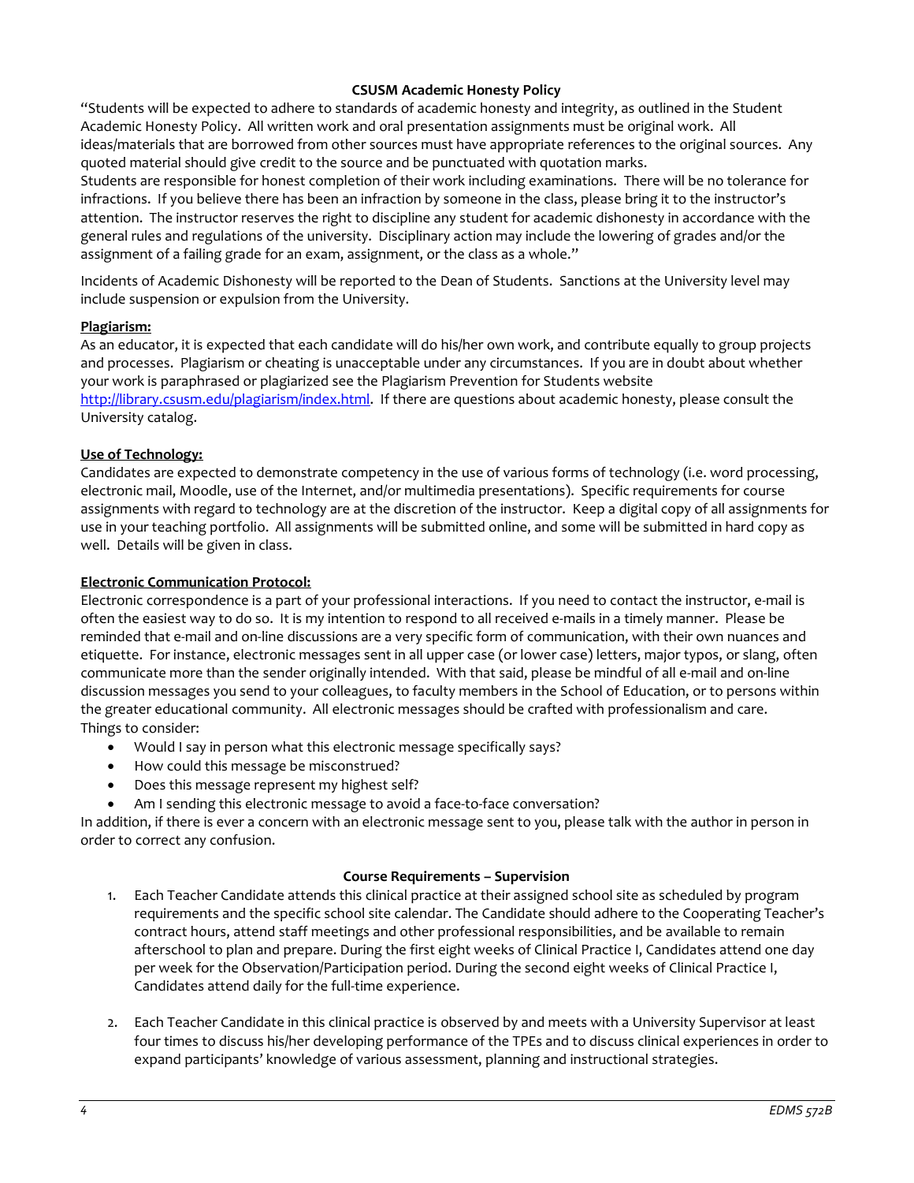### CSUSM Academic Honesty Policy

"Students will be expected to adhere to standards of academic honesty and integrity, as outlined in the Student Academic Honesty Policy. All written work and oral presentation assignments must be original work. All ideas/materials that are borrowed from other sources must have appropriate references to the original sources. Any quoted material should give credit to the source and be punctuated with quotation marks.
Students are responsible for honest completion of their work including examinations. There will be no tolerance for infractions. If you believe there has been an infraction by someone in the class, please bring it to the instructor's attention. The instructor reserves the right to discipline any student for academic dishonesty in accordance with the general rules and regulations of the university. Disciplinary action may include the lowering of grades and/or the assignment of a failing grade for an exam, assignment, or the class as a whole."

Incidents of Academic Dishonesty will be reported to the Dean of Students. Sanctions at the University level may include suspension or expulsion from the University.

**Plagiarism:**
As an educator, it is expected that each candidate will do his/her own work, and contribute equally to group projects and processes. Plagiarism or cheating is unacceptable under any circumstances. If you are in doubt about whether your work is paraphrased or plagiarized see the Plagiarism Prevention for Students website http://library.csusm.edu/plagiarism/index.html. If there are questions about academic honesty, please consult the University catalog.

**Use of Technology:**
Candidates are expected to demonstrate competency in the use of various forms of technology (i.e. word processing, electronic mail, Moodle, use of the Internet, and/or multimedia presentations). Specific requirements for course assignments with regard to technology are at the discretion of the instructor. Keep a digital copy of all assignments for use in your teaching portfolio. All assignments will be submitted online, and some will be submitted in hard copy as well. Details will be given in class.

**Electronic Communication Protocol:**
Electronic correspondence is a part of your professional interactions. If you need to contact the instructor, e-mail is often the easiest way to do so. It is my intention to respond to all received e-mails in a timely manner. Please be reminded that e-mail and on-line discussions are a very specific form of communication, with their own nuances and etiquette. For instance, electronic messages sent in all upper case (or lower case) letters, major typos, or slang, often communicate more than the sender originally intended. With that said, please be mindful of all e-mail and on-line discussion messages you send to your colleagues, to faculty members in the School of Education, or to persons within the greater educational community. All electronic messages should be crafted with professionalism and care.
Things to consider:

- Would I say in person what this electronic message specifically says?
- How could this message be misconstrued?
- Does this message represent my highest self?
- Am I sending this electronic message to avoid a face-to-face conversation?

In addition, if there is ever a concern with an electronic message sent to you, please talk with the author in person in order to correct any confusion.

### Course Requirements – Supervision

1. Each Teacher Candidate attends this clinical practice at their assigned school site as scheduled by program requirements and the specific school site calendar. The Candidate should adhere to the Cooperating Teacher's contract hours, attend staff meetings and other professional responsibilities, and be available to remain afterschool to plan and prepare. During the first eight weeks of Clinical Practice I, Candidates attend one day per week for the Observation/Participation period. During the second eight weeks of Clinical Practice I, Candidates attend daily for the full-time experience.

2. Each Teacher Candidate in this clinical practice is observed by and meets with a University Supervisor at least four times to discuss his/her developing performance of the TPEs and to discuss clinical experiences in order to expand participants' knowledge of various assessment, planning and instructional strategies.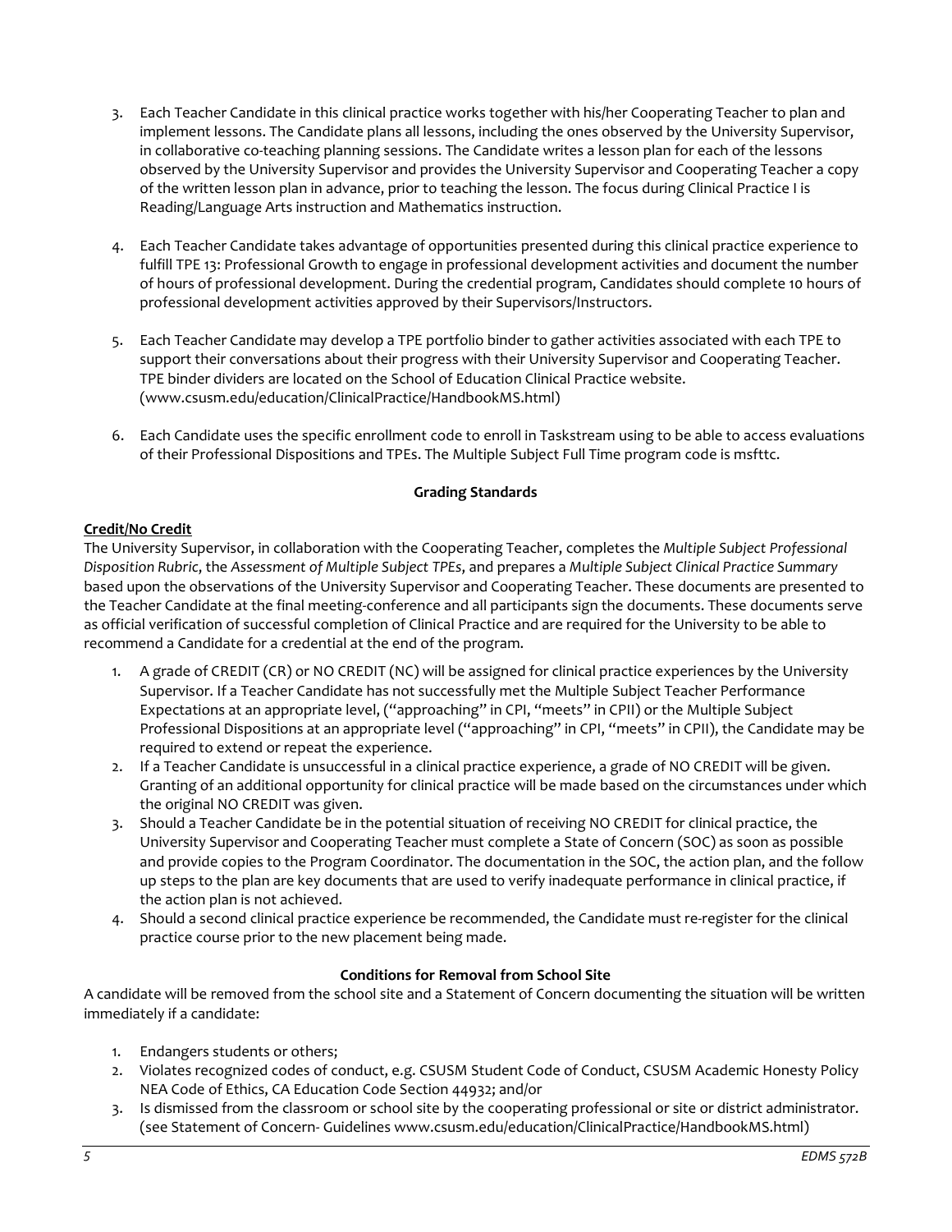3. Each Teacher Candidate in this clinical practice works together with his/her Cooperating Teacher to plan and implement lessons. The Candidate plans all lessons, including the ones observed by the University Supervisor, in collaborative co-teaching planning sessions. The Candidate writes a lesson plan for each of the lessons observed by the University Supervisor and provides the University Supervisor and Cooperating Teacher a copy of the written lesson plan in advance, prior to teaching the lesson. The focus during Clinical Practice I is Reading/Language Arts instruction and Mathematics instruction.

4. Each Teacher Candidate takes advantage of opportunities presented during this clinical practice experience to fulfill TPE 13: Professional Growth to engage in professional development activities and document the number of hours of professional development. During the credential program, Candidates should complete 10 hours of professional development activities approved by their Supervisors/Instructors.

5. Each Teacher Candidate may develop a TPE portfolio binder to gather activities associated with each TPE to support their conversations about their progress with their University Supervisor and Cooperating Teacher. TPE binder dividers are located on the School of Education Clinical Practice website. (www.csusm.edu/education/ClinicalPractice/HandbookMS.html)

6. Each Candidate uses the specific enrollment code to enroll in Taskstream using to be able to access evaluations of their Professional Dispositions and TPEs. The Multiple Subject Full Time program code is msfttc.

**Grading Standards**

**Credit/No Credit**

The University Supervisor, in collaboration with the Cooperating Teacher, completes the *Multiple Subject Professional Disposition Rubric*, the *Assessment of Multiple Subject TPEs*, and prepares a *Multiple Subject Clinical Practice Summary* based upon the observations of the University Supervisor and Cooperating Teacher. These documents are presented to the Teacher Candidate at the final meeting-conference and all participants sign the documents. These documents serve as official verification of successful completion of Clinical Practice and are required for the University to be able to recommend a Candidate for a credential at the end of the program.

1. A grade of CREDIT (CR) or NO CREDIT (NC) will be assigned for clinical practice experiences by the University Supervisor. If a Teacher Candidate has not successfully met the Multiple Subject Teacher Performance Expectations at an appropriate level, ("approaching" in CPI, "meets" in CPII) or the Multiple Subject Professional Dispositions at an appropriate level ("approaching" in CPI, "meets" in CPII), the Candidate may be required to extend or repeat the experience.
2. If a Teacher Candidate is unsuccessful in a clinical practice experience, a grade of NO CREDIT will be given. Granting of an additional opportunity for clinical practice will be made based on the circumstances under which the original NO CREDIT was given.
3. Should a Teacher Candidate be in the potential situation of receiving NO CREDIT for clinical practice, the University Supervisor and Cooperating Teacher must complete a State of Concern (SOC) as soon as possible and provide copies to the Program Coordinator. The documentation in the SOC, the action plan, and the follow up steps to the plan are key documents that are used to verify inadequate performance in clinical practice, if the action plan is not achieved.
4. Should a second clinical practice experience be recommended, the Candidate must re-register for the clinical practice course prior to the new placement being made.

**Conditions for Removal from School Site**

A candidate will be removed from the school site and a Statement of Concern documenting the situation will be written immediately if a candidate:

1. Endangers students or others;
2. Violates recognized codes of conduct, e.g. CSUSM Student Code of Conduct, CSUSM Academic Honesty Policy NEA Code of Ethics, CA Education Code Section 44932; and/or
3. Is dismissed from the classroom or school site by the cooperating professional or site or district administrator. (see Statement of Concern- Guidelines www.csusm.edu/education/ClinicalPractice/HandbookMS.html)